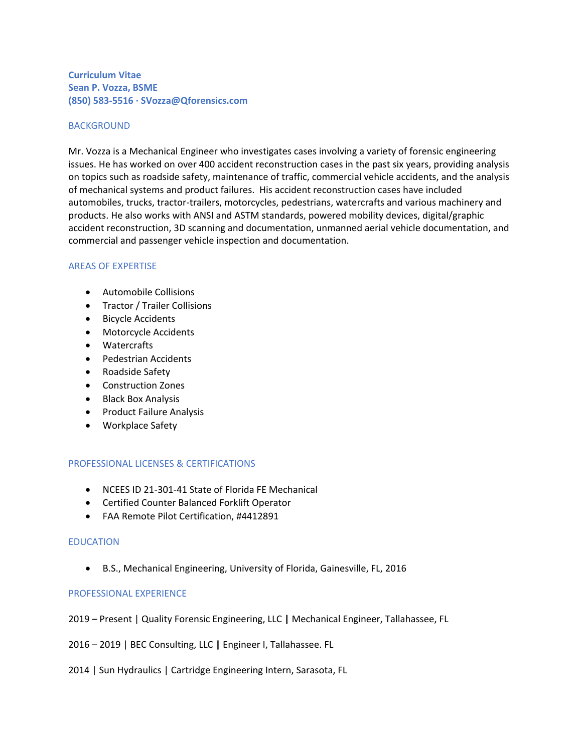**Curriculum Vitae**
**Sean P. Vozza, BSME**
**(850) 583-5516 · SVozza@Qforensics.com**

## BACKGROUND

Mr. Vozza is a Mechanical Engineer who investigates cases involving a variety of forensic engineering issues. He has worked on over 400 accident reconstruction cases in the past six years, providing analysis on topics such as roadside safety, maintenance of traffic, commercial vehicle accidents, and the analysis of mechanical systems and product failures. His accident reconstruction cases have included automobiles, trucks, tractor-trailers, motorcycles, pedestrians, watercrafts and various machinery and products. He also works with ANSI and ASTM standards, powered mobility devices, digital/graphic accident reconstruction, 3D scanning and documentation, unmanned aerial vehicle documentation, and commercial and passenger vehicle inspection and documentation.

## AREAS OF EXPERTISE

- Automobile Collisions
- Tractor / Trailer Collisions
- Bicycle Accidents
- Motorcycle Accidents
- Watercrafts
- Pedestrian Accidents
- Roadside Safety
- Construction Zones
- Black Box Analysis
- Product Failure Analysis
- Workplace Safety

## PROFESSIONAL LICENSES & CERTIFICATIONS

- NCEES ID 21-301-41 State of Florida FE Mechanical
- Certified Counter Balanced Forklift Operator
- FAA Remote Pilot Certification, #4412891

## EDUCATION

- B.S., Mechanical Engineering, University of Florida, Gainesville, FL, 2016

## PROFESSIONAL EXPERIENCE

2019 – Present | Quality Forensic Engineering, LLC **|** Mechanical Engineer, Tallahassee, FL

2016 – 2019 | BEC Consulting, LLC **|** Engineer I, Tallahassee. FL

2014 | Sun Hydraulics | Cartridge Engineering Intern, Sarasota, FL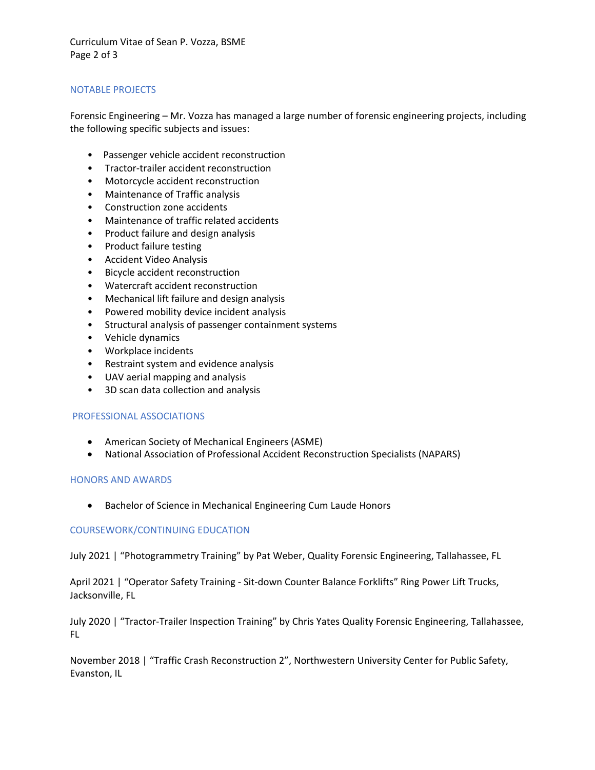## NOTABLE PROJECTS

Forensic Engineering – Mr. Vozza has managed a large number of forensic engineering projects, including the following specific subjects and issues:

- Passenger vehicle accident reconstruction
- Tractor-trailer accident reconstruction
- Motorcycle accident reconstruction
- Maintenance of Traffic analysis
- Construction zone accidents
- Maintenance of traffic related accidents
- Product failure and design analysis
- Product failure testing
- Accident Video Analysis
- Bicycle accident reconstruction
- Watercraft accident reconstruction
- Mechanical lift failure and design analysis
- Powered mobility device incident analysis
- Structural analysis of passenger containment systems
- Vehicle dynamics
- Workplace incidents
- Restraint system and evidence analysis
- UAV aerial mapping and analysis
- 3D scan data collection and analysis

## PROFESSIONAL ASSOCIATIONS

- American Society of Mechanical Engineers (ASME)
- National Association of Professional Accident Reconstruction Specialists (NAPARS)

## HONORS AND AWARDS

- Bachelor of Science in Mechanical Engineering Cum Laude Honors

## COURSEWORK/CONTINUING EDUCATION

July 2021 | "Photogrammetry Training" by Pat Weber, Quality Forensic Engineering, Tallahassee, FL

April 2021 | "Operator Safety Training - Sit-down Counter Balance Forklifts" Ring Power Lift Trucks, Jacksonville, FL

July 2020 | "Tractor-Trailer Inspection Training" by Chris Yates Quality Forensic Engineering, Tallahassee, FL

November 2018 | "Traffic Crash Reconstruction 2", Northwestern University Center for Public Safety, Evanston, IL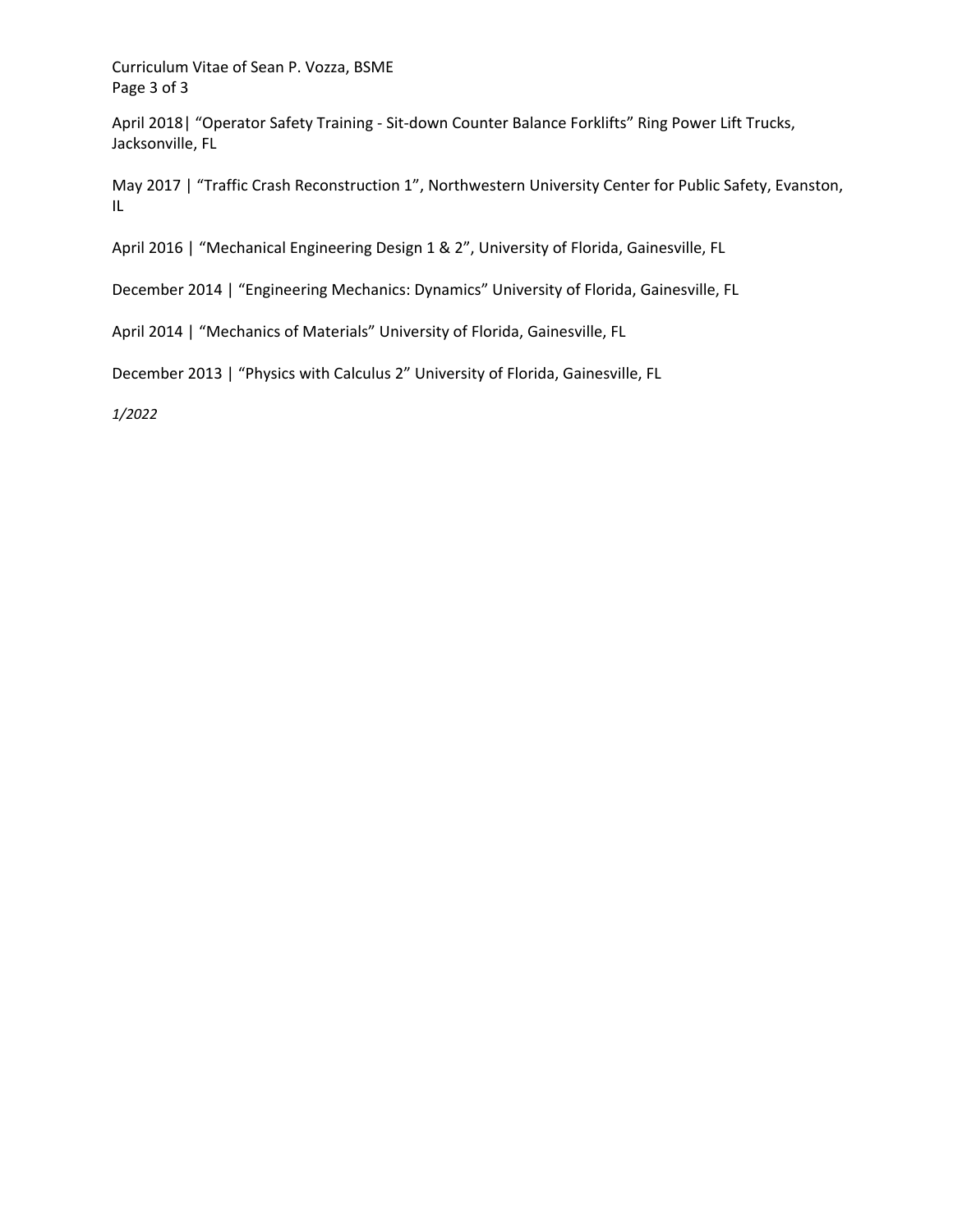April 2018| “Operator Safety Training - Sit-down Counter Balance Forklifts” Ring Power Lift Trucks, Jacksonville, FL

May 2017 | “Traffic Crash Reconstruction 1”, Northwestern University Center for Public Safety, Evanston, IL

April 2016 | “Mechanical Engineering Design 1 & 2”, University of Florida, Gainesville, FL

December 2014 | “Engineering Mechanics: Dynamics” University of Florida, Gainesville, FL

April 2014 | “Mechanics of Materials” University of Florida, Gainesville, FL

December 2013 | “Physics with Calculus 2” University of Florida, Gainesville, FL

*1/2022*